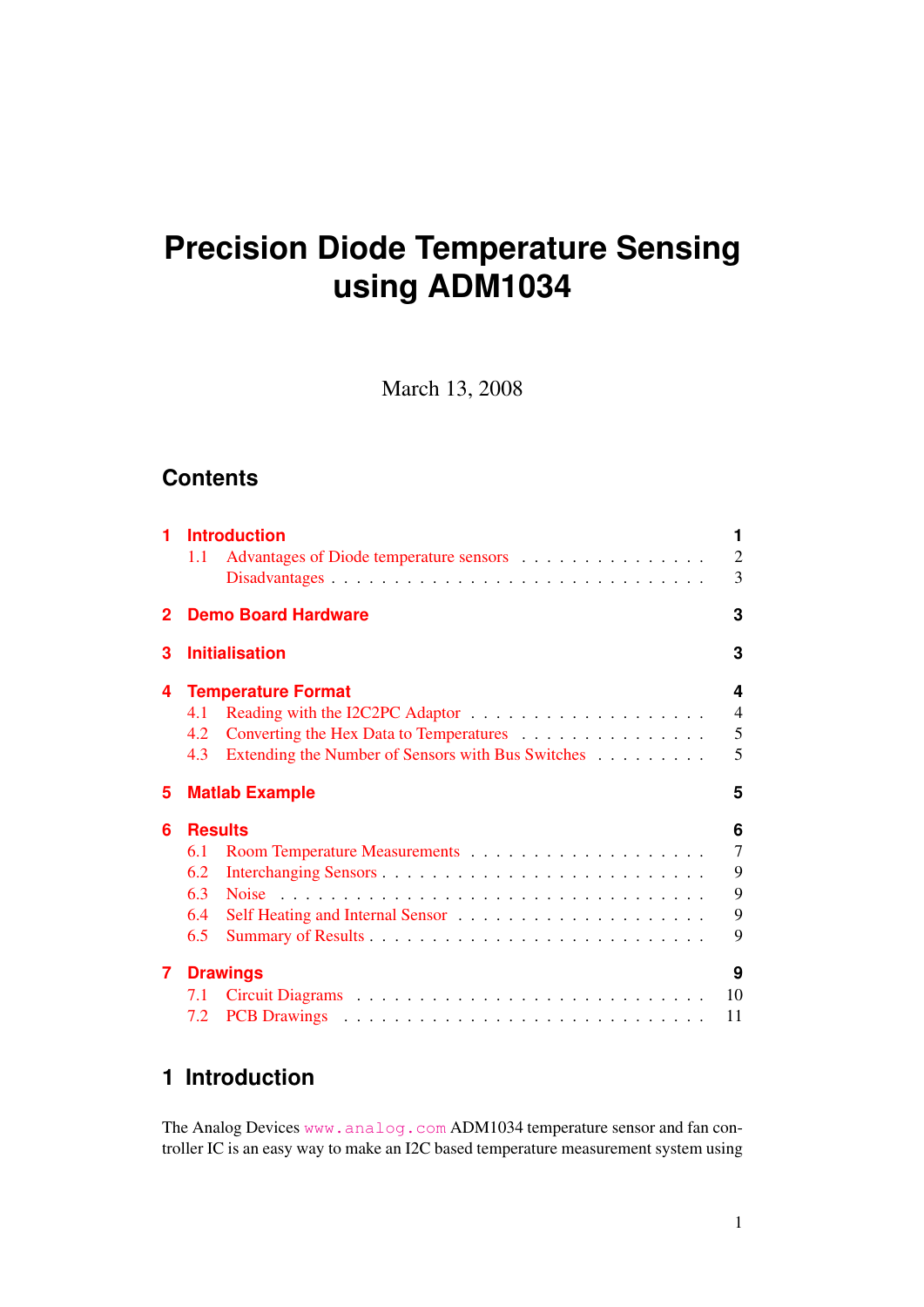# Precision Diode Temperature Sensing using ADM1034

March 13, 2008

## Contents

- 1 Introduction — 1
  - 1.1 Advantages of Diode temperature sensors — 2
  - Disadvantages — 3
- 2 Demo Board Hardware — 3
- 3 Initialisation — 3
- 4 Temperature Format — 4
  - 4.1 Reading with the I2C2PC Adaptor — 4
  - 4.2 Converting the Hex Data to Temperatures — 5
  - 4.3 Extending the Number of Sensors with Bus Switches — 5
- 5 Matlab Example — 5
- 6 Results — 6
  - 6.1 Room Temperature Measurements — 7
  - 6.2 Interchanging Sensors — 9
  - 6.3 Noise — 9
  - 6.4 Self Heating and Internal Sensor — 9
  - 6.5 Summary of Results — 9
- 7 Drawings — 9
  - 7.1 Circuit Diagrams — 10
  - 7.2 PCB Drawings — 11

## 1 Introduction

The Analog Devices `www.analog.com` ADM1034 temperature sensor and fan controller IC is an easy way to make an I2C based temperature measurement system using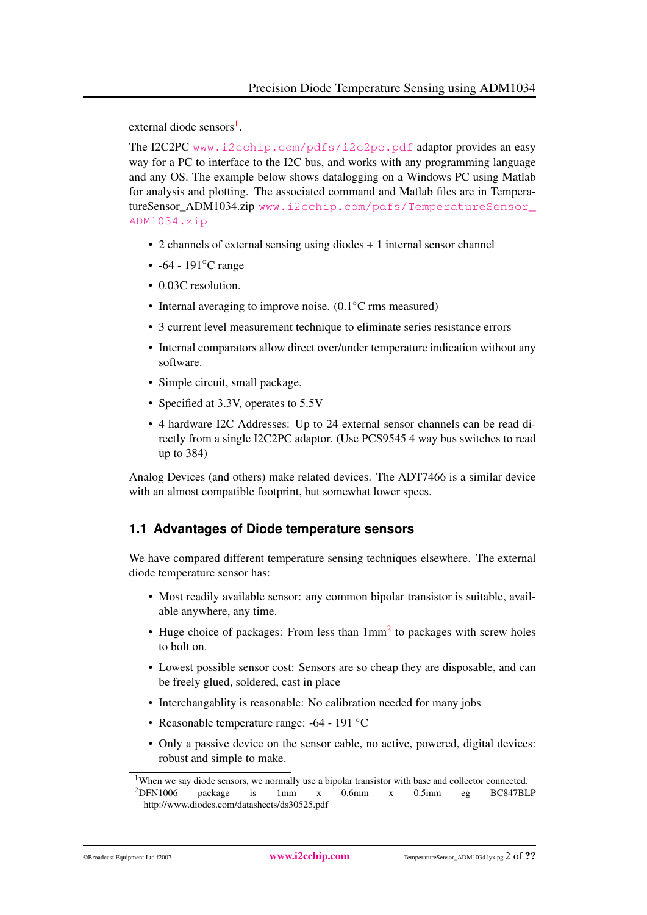external diode sensors[1].

The I2C2PC www.i2cchip.com/pdfs/i2c2pc.pdf adaptor provides an easy way for a PC to interface to the I2C bus, and works with any programming language and any OS. The example below shows datalogging on a Windows PC using Matlab for analysis and plotting. The associated command and Matlab files are in TemperatureSensor_ADM1034.zip www.i2cchip.com/pdfs/TemperatureSensor_ADM1034.zip

- 2 channels of external sensing using diodes + 1 internal sensor channel
- -64 - 191°C range
- 0.03C resolution.
- Internal averaging to improve noise. (0.1°C rms measured)
- 3 current level measurement technique to eliminate series resistance errors
- Internal comparators allow direct over/under temperature indication without any software.
- Simple circuit, small package.
- Specified at 3.3V, operates to 5.5V
- 4 hardware I2C Addresses: Up to 24 external sensor channels can be read directly from a single I2C2PC adaptor. (Use PCS9545 4 way bus switches to read up to 384)

Analog Devices (and others) make related devices. The ADT7466 is a similar device with an almost compatible footprint, but somewhat lower specs.

## 1.1 Advantages of Diode temperature sensors

We have compared different temperature sensing techniques elsewhere. The external diode temperature sensor has:

- Most readily available sensor: any common bipolar transistor is suitable, available anywhere, any time.
- Huge choice of packages: From less than 1mm[2] to packages with screw holes to bolt on.
- Lowest possible sensor cost: Sensors are so cheap they are disposable, and can be freely glued, soldered, cast in place
- Interchangablity is reasonable: No calibration needed for many jobs
- Reasonable temperature range: -64 - 191 °C
- Only a passive device on the sensor cable, no active, powered, digital devices: robust and simple to make.

---

[1] When we say diode sensors, we normally use a bipolar transistor with base and collector connected.

[2] DFN1006 package is 1mm x 0.6mm x 0.5mm eg BC847BLP http://www.diodes.com/datasheets/ds30525.pdf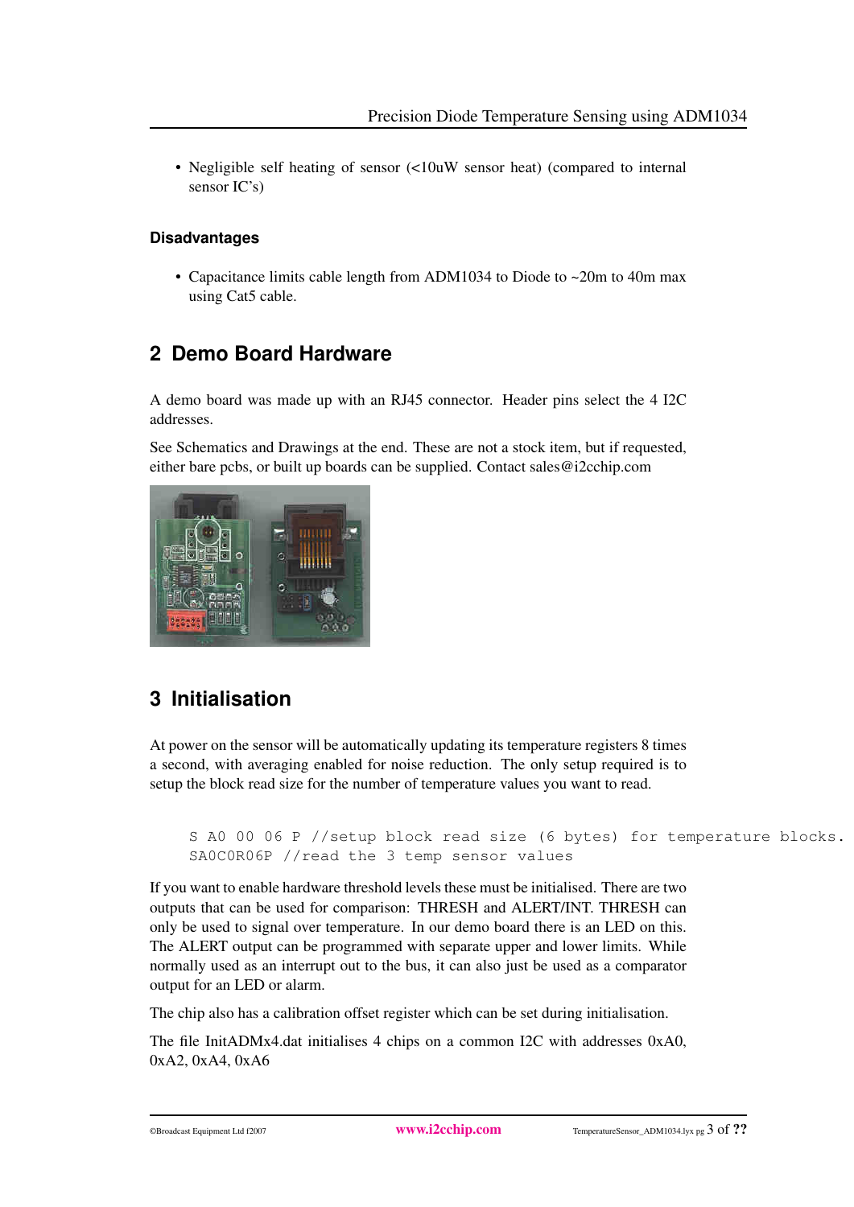- Negligible self heating of sensor (<10uW sensor heat) (compared to internal sensor IC's)

### Disadvantages

- Capacitance limits cable length from ADM1034 to Diode to ~20m to 40m max using Cat5 cable.

## 2 Demo Board Hardware

A demo board was made up with an RJ45 connector. Header pins select the 4 I2C addresses.

See Schematics and Drawings at the end. These are not a stock item, but if requested, either bare pcbs, or built up boards can be supplied. Contact sales@i2cchip.com

## 3 Initialisation

At power on the sensor will be automatically updating its temperature registers 8 times a second, with averaging enabled for noise reduction. The only setup required is to setup the block read size for the number of temperature values you want to read.

```
S A0 00 06 P //setup block read size (6 bytes) for temperature blocks.
SA0C0R06P //read the 3 temp sensor values
```

If you want to enable hardware threshold levels these must be initialised. There are two outputs that can be used for comparison: THRESH and ALERT/INT. THRESH can only be used to signal over temperature. In our demo board there is an LED on this. The ALERT output can be programmed with separate upper and lower limits. While normally used as an interrupt out to the bus, it can also just be used as a comparator output for an LED or alarm.

The chip also has a calibration offset register which can be set during initialisation.

The file InitADMx4.dat initialises 4 chips on a common I2C with addresses 0xA0, 0xA2, 0xA4, 0xA6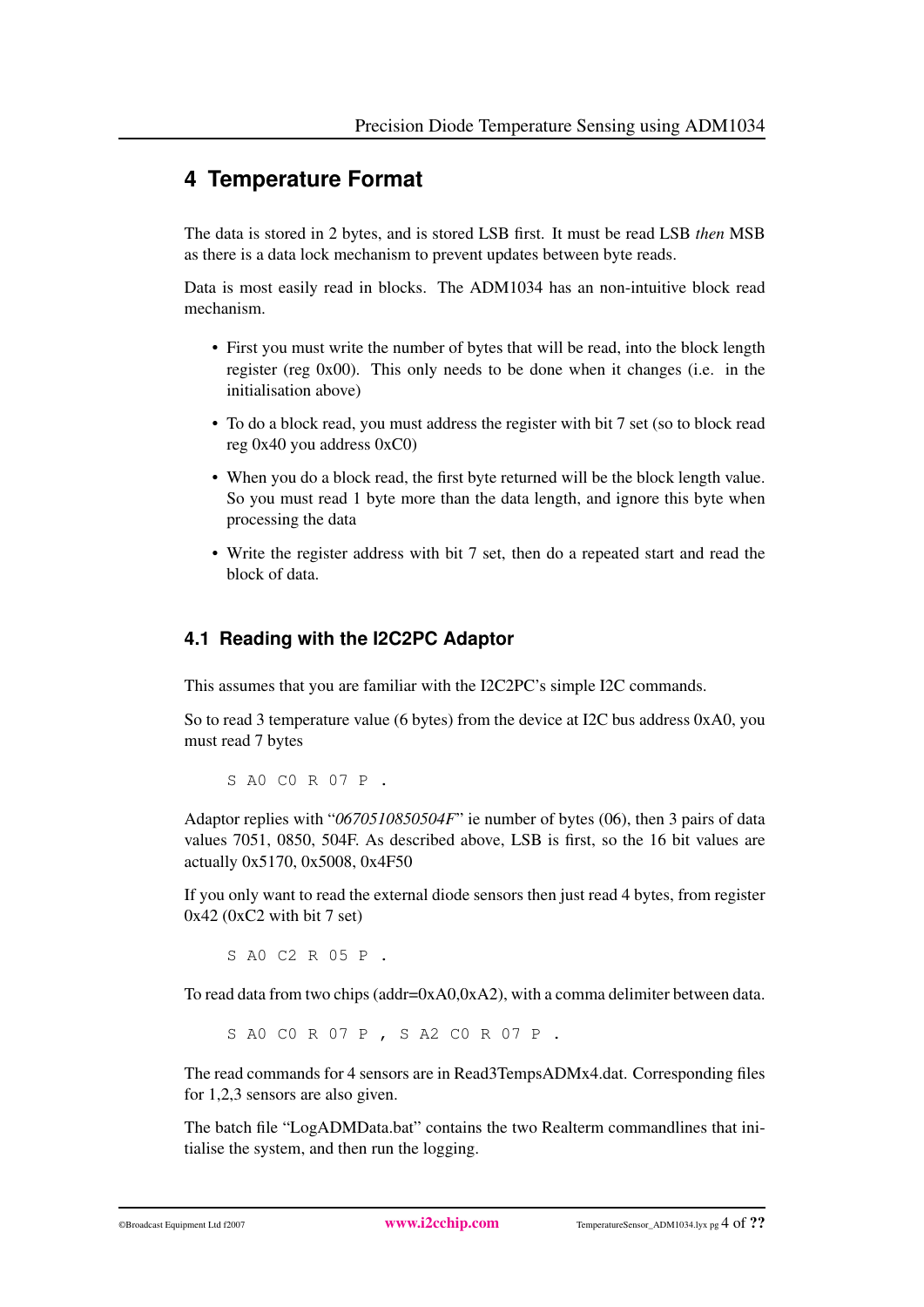# 4 Temperature Format

The data is stored in 2 bytes, and is stored LSB first. It must be read LSB *then* MSB as there is a data lock mechanism to prevent updates between byte reads.

Data is most easily read in blocks. The ADM1034 has an non-intuitive block read mechanism.

- First you must write the number of bytes that will be read, into the block length register (reg 0x00). This only needs to be done when it changes (i.e. in the initialisation above)
- To do a block read, you must address the register with bit 7 set (so to block read reg 0x40 you address 0xC0)
- When you do a block read, the first byte returned will be the block length value. So you must read 1 byte more than the data length, and ignore this byte when processing the data
- Write the register address with bit 7 set, then do a repeated start and read the block of data.

## 4.1 Reading with the I2C2PC Adaptor

This assumes that you are familiar with the I2C2PC's simple I2C commands.

So to read 3 temperature value (6 bytes) from the device at I2C bus address 0xA0, you must read 7 bytes

```
S A0 C0 R 07 P .
```

Adaptor replies with "*0670510850504F*" ie number of bytes (06), then 3 pairs of data values 7051, 0850, 504F. As described above, LSB is first, so the 16 bit values are actually 0x5170, 0x5008, 0x4F50

If you only want to read the external diode sensors then just read 4 bytes, from register 0x42 (0xC2 with bit 7 set)

```
S A0 C2 R 05 P .
```

To read data from two chips (addr=0xA0,0xA2), with a comma delimiter between data.

```
S A0 C0 R 07 P , S A2 C0 R 07 P .
```

The read commands for 4 sensors are in Read3TempsADMx4.dat. Corresponding files for 1,2,3 sensors are also given.

The batch file "LogADMData.bat" contains the two Realterm commandlines that initialise the system, and then run the logging.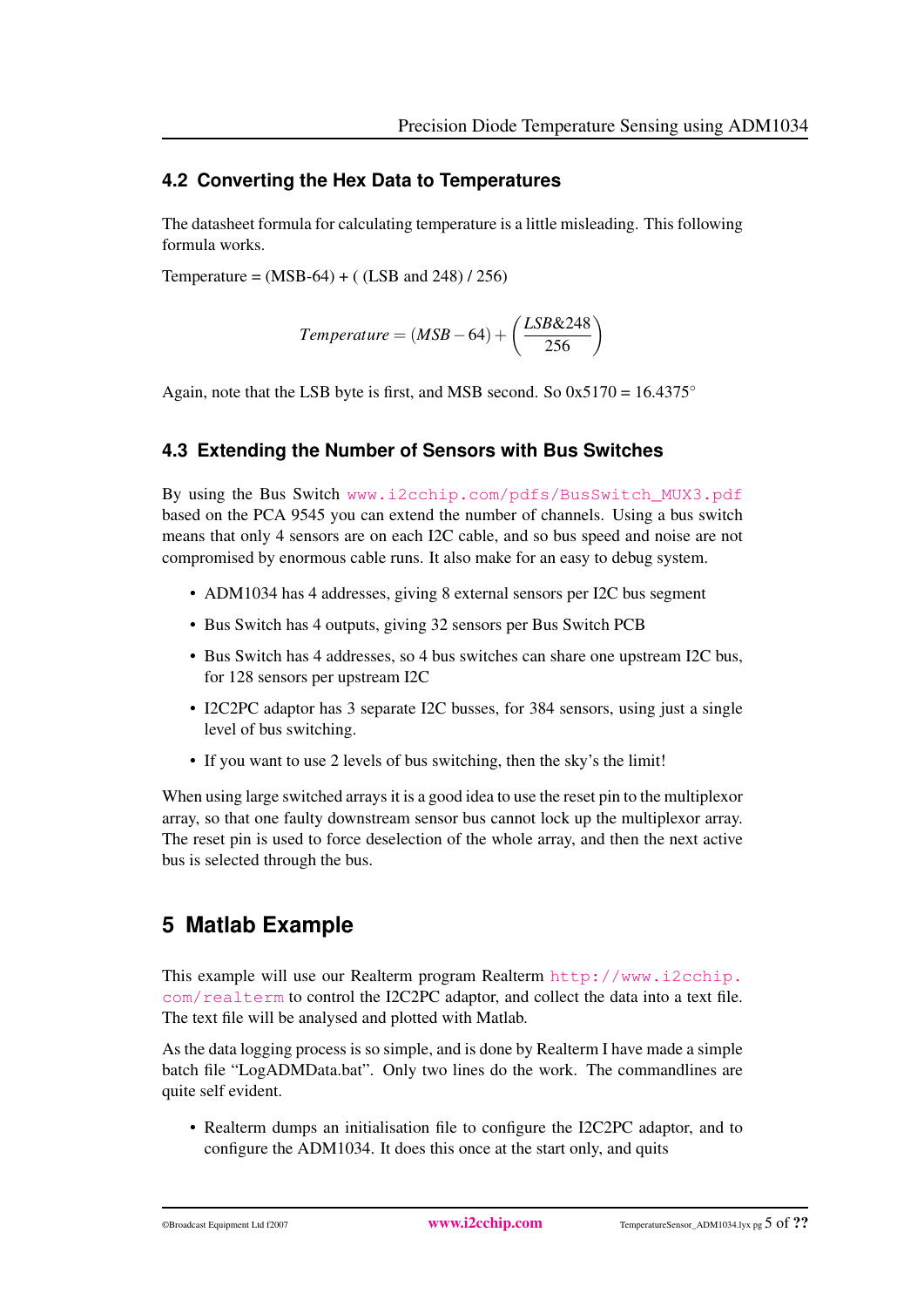### 4.2 Converting the Hex Data to Temperatures

The datasheet formula for calculating temperature is a little misleading. This following formula works.

Temperature = (MSB-64) + ( (LSB and 248) / 256)

$$Temperature = (MSB - 64) + \left(\frac{LSB\&248}{256}\right)$$

Again, note that the LSB byte is first, and MSB second. So 0x5170 = 16.4375°

### 4.3 Extending the Number of Sensors with Bus Switches

By using the Bus Switch www.i2cchip.com/pdfs/BusSwitch_MUX3.pdf based on the PCA 9545 you can extend the number of channels. Using a bus switch means that only 4 sensors are on each I2C cable, and so bus speed and noise are not compromised by enormous cable runs. It also make for an easy to debug system.

- ADM1034 has 4 addresses, giving 8 external sensors per I2C bus segment
- Bus Switch has 4 outputs, giving 32 sensors per Bus Switch PCB
- Bus Switch has 4 addresses, so 4 bus switches can share one upstream I2C bus, for 128 sensors per upstream I2C
- I2C2PC adaptor has 3 separate I2C busses, for 384 sensors, using just a single level of bus switching.
- If you want to use 2 levels of bus switching, then the sky's the limit!

When using large switched arrays it is a good idea to use the reset pin to the multiplexor array, so that one faulty downstream sensor bus cannot lock up the multiplexor array. The reset pin is used to force deselection of the whole array, and then the next active bus is selected through the bus.

## 5 Matlab Example

This example will use our Realterm program Realterm http://www.i2cchip.com/realterm to control the I2C2PC adaptor, and collect the data into a text file. The text file will be analysed and plotted with Matlab.

As the data logging process is so simple, and is done by Realterm I have made a simple batch file "LogADMData.bat". Only two lines do the work. The commandlines are quite self evident.

- Realterm dumps an initialisation file to configure the I2C2PC adaptor, and to configure the ADM1034. It does this once at the start only, and quits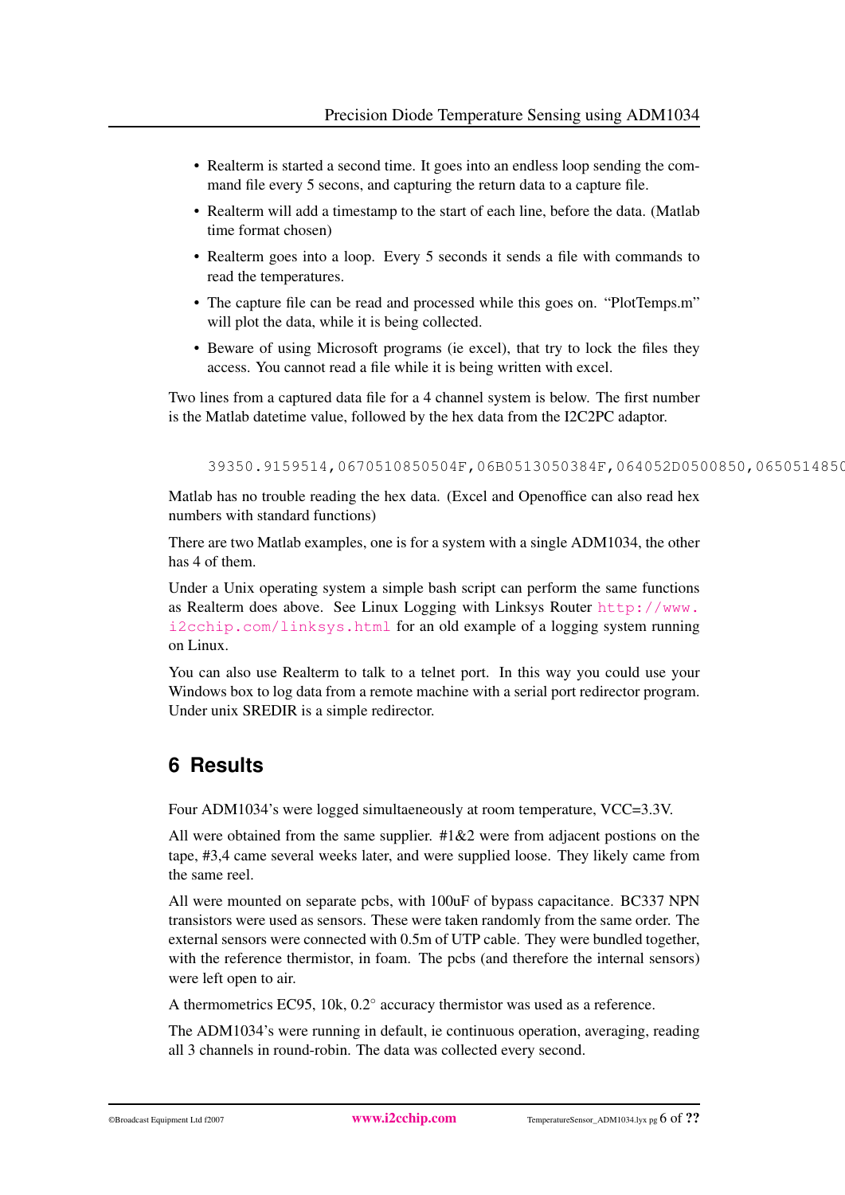- Realterm is started a second time. It goes into an endless loop sending the command file every 5 secons, and capturing the return data to a capture file.
- Realterm will add a timestamp to the start of each line, before the data. (Matlab time format chosen)
- Realterm goes into a loop. Every 5 seconds it sends a file with commands to read the temperatures.
- The capture file can be read and processed while this goes on. "PlotTemps.m" will plot the data, while it is being collected.
- Beware of using Microsoft programs (ie excel), that try to lock the files they access. You cannot read a file while it is being written with excel.

Two lines from a captured data file for a 4 channel system is below. The first number is the Matlab datetime value, followed by the hex data from the I2C2PC adaptor.

```
39350.9159514,0670510850504F,06B0513050384F,064052D0500850,0650514850
```

Matlab has no trouble reading the hex data. (Excel and Openoffice can also read hex numbers with standard functions)

There are two Matlab examples, one is for a system with a single ADM1034, the other has 4 of them.

Under a Unix operating system a simple bash script can perform the same functions as Realterm does above. See Linux Logging with Linksys Router http://www.i2cchip.com/linksys.html for an old example of a logging system running on Linux.

You can also use Realterm to talk to a telnet port. In this way you could use your Windows box to log data from a remote machine with a serial port redirector program. Under unix SREDIR is a simple redirector.

# 6 Results

Four ADM1034's were logged simultaeneously at room temperature, VCC=3.3V.

All were obtained from the same supplier. #1&2 were from adjacent postions on the tape, #3,4 came several weeks later, and were supplied loose. They likely came from the same reel.

All were mounted on separate pcbs, with 100uF of bypass capacitance. BC337 NPN transistors were used as sensors. These were taken randomly from the same order. The external sensors were connected with 0.5m of UTP cable. They were bundled together, with the reference thermistor, in foam. The pcbs (and therefore the internal sensors) were left open to air.

A thermometrics EC95, 10k, 0.2° accuracy thermistor was used as a reference.

The ADM1034's were running in default, ie continuous operation, averaging, reading all 3 channels in round-robin. The data was collected every second.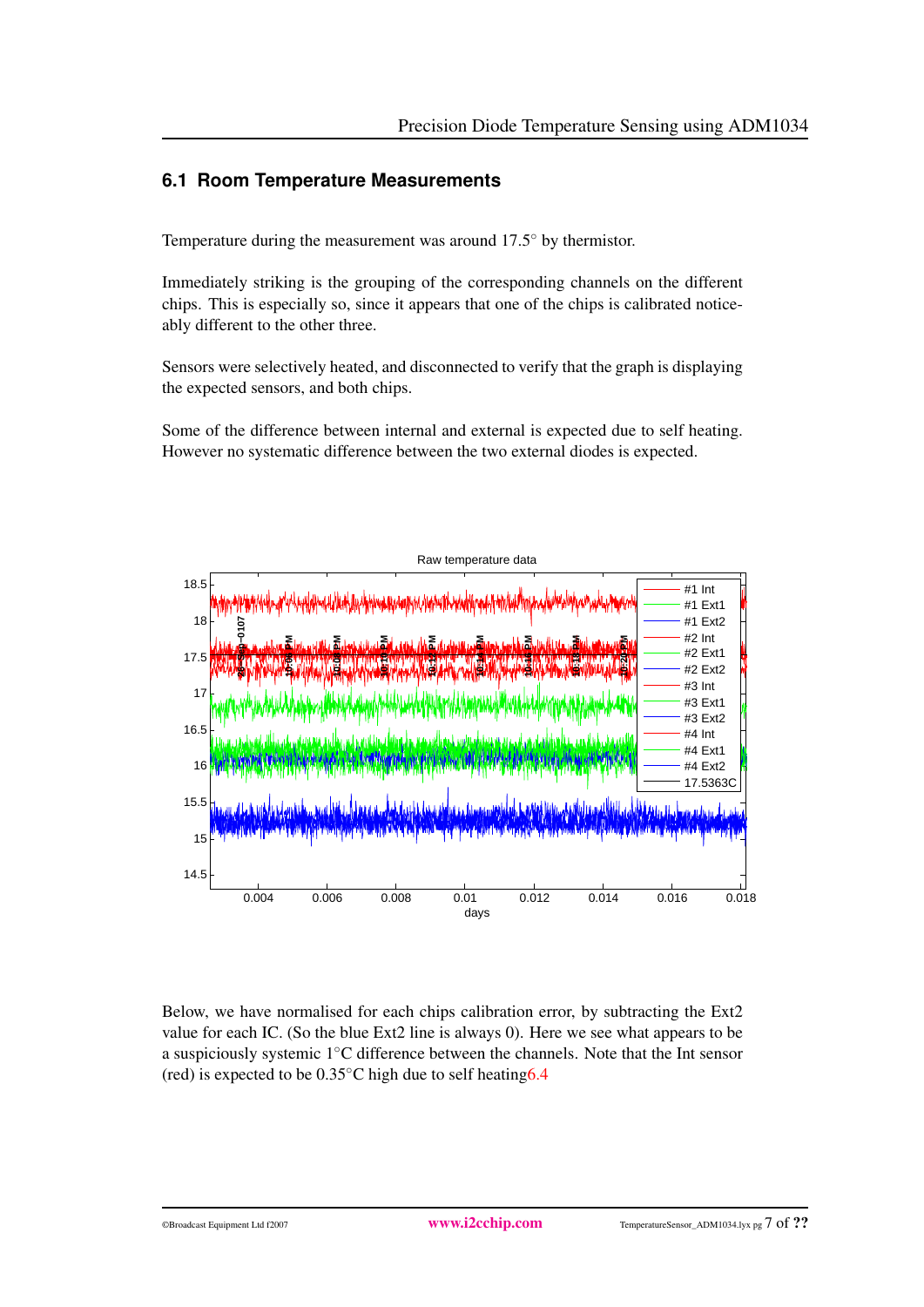## 6.1 Room Temperature Measurements

Temperature during the measurement was around 17.5° by thermistor.

Immediately striking is the grouping of the corresponding channels on the different chips. This is especially so, since it appears that one of the chips is calibrated noticeably different to the other three.

Sensors were selectively heated, and disconnected to verify that the graph is displaying the expected sensors, and both chips.

Some of the difference between internal and external is expected due to self heating. However no systematic difference between the two external diodes is expected.

Below, we have normalised for each chips calibration error, by subtracting the Ext2 value for each IC. (So the blue Ext2 line is always 0). Here we see what appears to be a suspiciously systemic 1°C difference between the channels. Note that the Int sensor (red) is expected to be 0.35°C high due to self heating6.4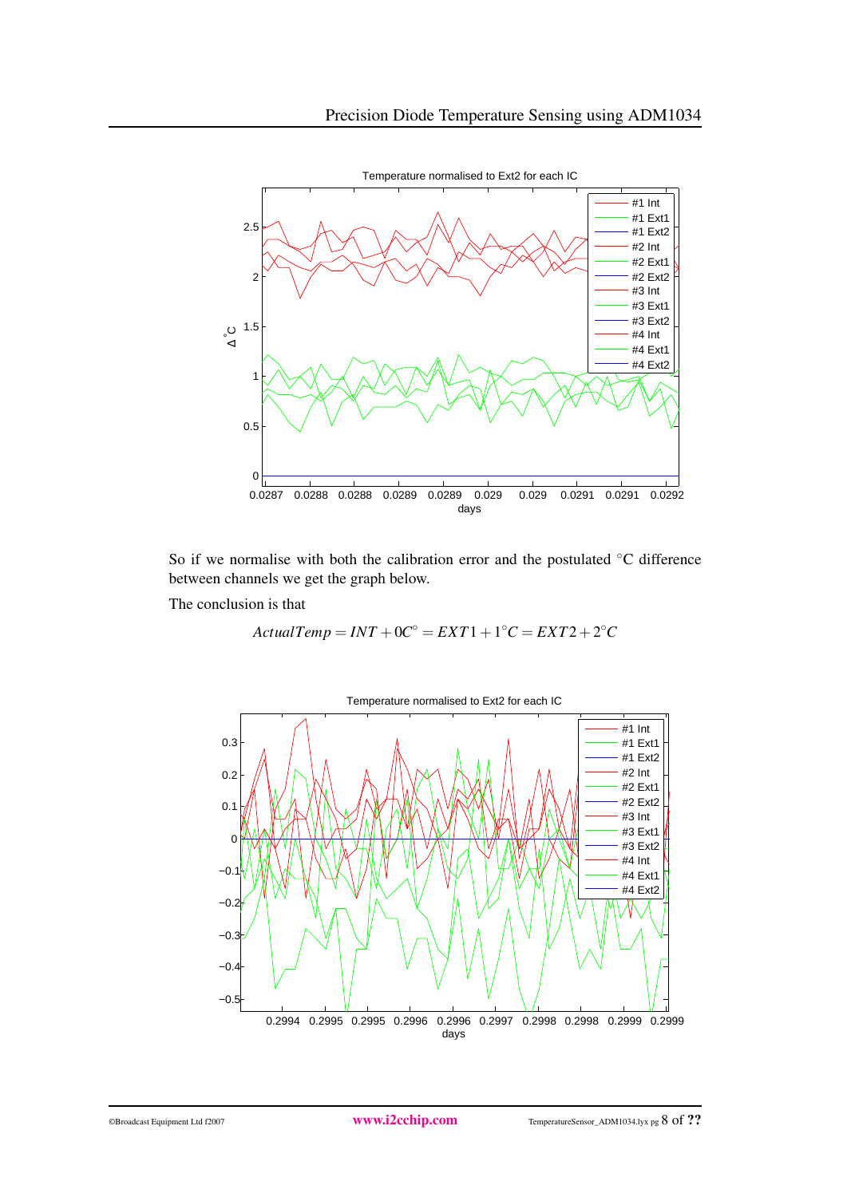So if we normalise with both the calibration error and the postulated °C difference between channels we get the graph below.

The conclusion is that

$$ActualTemp = INT + 0C^{\circ} = EXT1 + 1^{\circ}C = EXT2 + 2^{\circ}C$$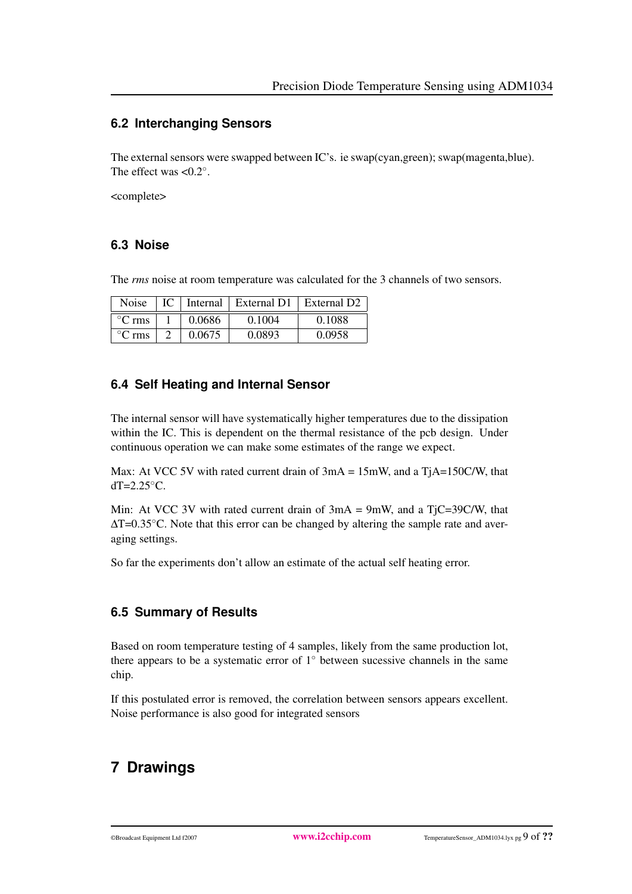## 6.2 Interchanging Sensors

The external sensors were swapped between IC's. ie swap(cyan,green); swap(magenta,blue). The effect was <0.2°.

<complete>

## 6.3 Noise

The *rms* noise at room temperature was calculated for the 3 channels of two sensors.

| Noise | IC | Internal | External D1 | External D2 |
|---|---|---|---|---|
| °C rms | 1 | 0.0686 | 0.1004 | 0.1088 |
| °C rms | 2 | 0.0675 | 0.0893 | 0.0958 |

## 6.4 Self Heating and Internal Sensor

The internal sensor will have systematically higher temperatures due to the dissipation within the IC. This is dependent on the thermal resistance of the pcb design. Under continuous operation we can make some estimates of the range we expect.

Max: At VCC 5V with rated current drain of 3mA = 15mW, and a TjA=150C/W, that dT=2.25°C.

Min: At VCC 3V with rated current drain of 3mA = 9mW, and a TjC=39C/W, that $\Delta$T=0.35°C. Note that this error can be changed by altering the sample rate and averaging settings.

So far the experiments don't allow an estimate of the actual self heating error.

## 6.5 Summary of Results

Based on room temperature testing of 4 samples, likely from the same production lot, there appears to be a systematic error of 1° between sucessive channels in the same chip.

If this postulated error is removed, the correlation between sensors appears excellent. Noise performance is also good for integrated sensors

# 7 Drawings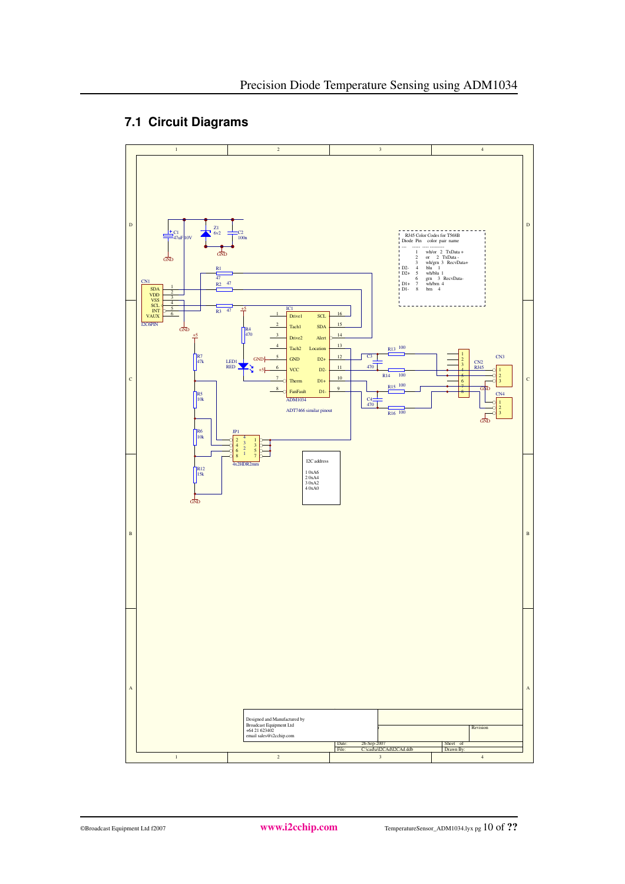## 7.1 Circuit Diagrams

RJ45 Color Codes for T568B

| Diode | Pin | color | pair | name |
|---|---|---|---|---|
| --- | ----- | ----- | | -------- |
| | 1 | wh/or | 2 | TxData + |
| | 2 | or | 2 | TxData - |
| | 3 | wh/grn | 3 | RecvData+ |
| D2- | 4 | blu | 1 | |
| D2+ | 5 | wh/blu | 1 | |
| | 6 | grn | 3 | RecvData- |
| D1+ | 7 | wh/brn | 4 | |
| D1- | 8 | brn | 4 | |

I2C address

1 0xA6
2 0xA4
3 0xA2
4 0xA0

ADT7466 similar pinout

Designed and Manufactured by
Broadcast Equipment Ltd
+64 21 623402
email sales@i2cchip.com

Date: 26-Sep-2007
File: C:\cad\a\I2CAd\I2CAd.ddb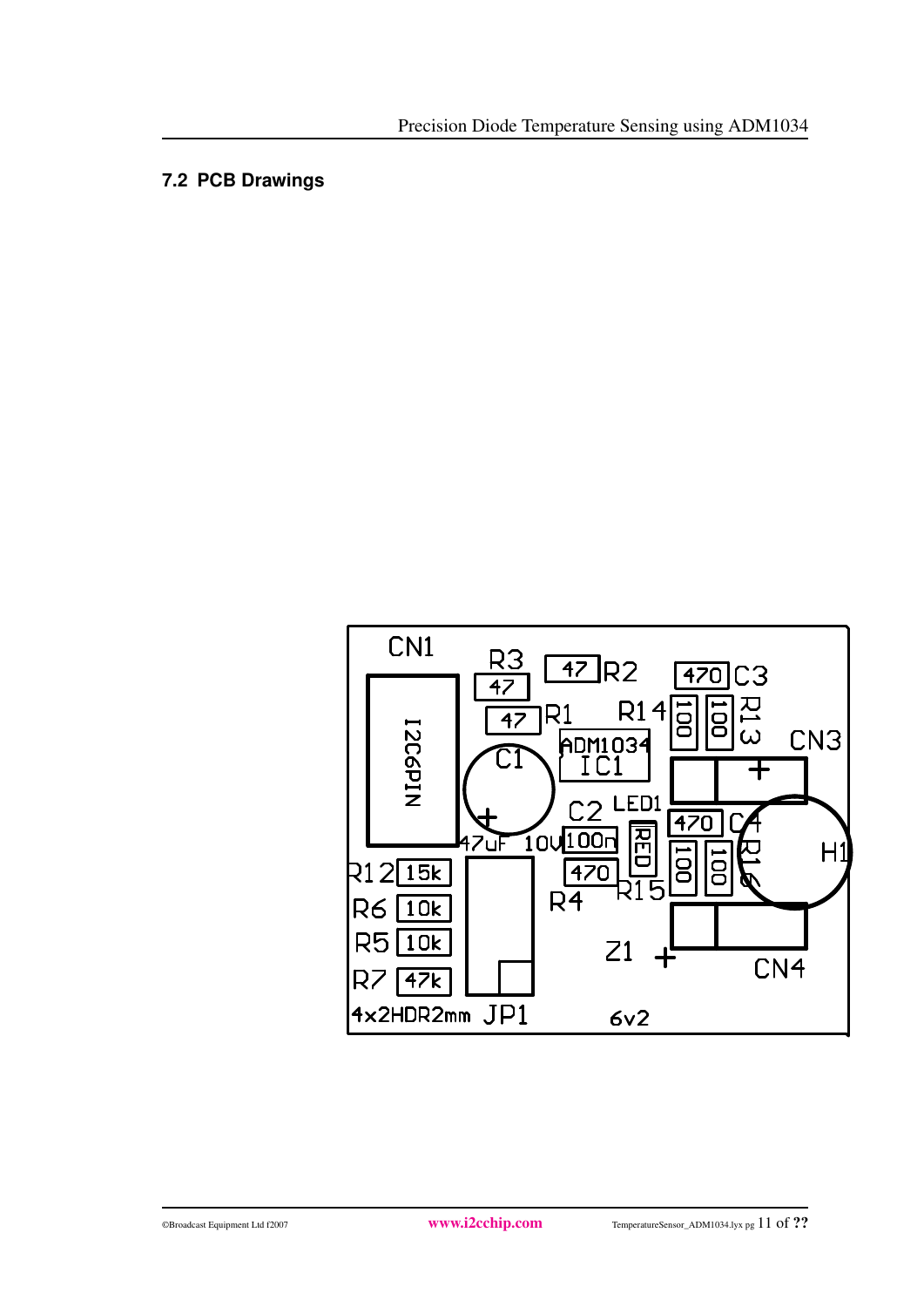## 7.2 PCB Drawings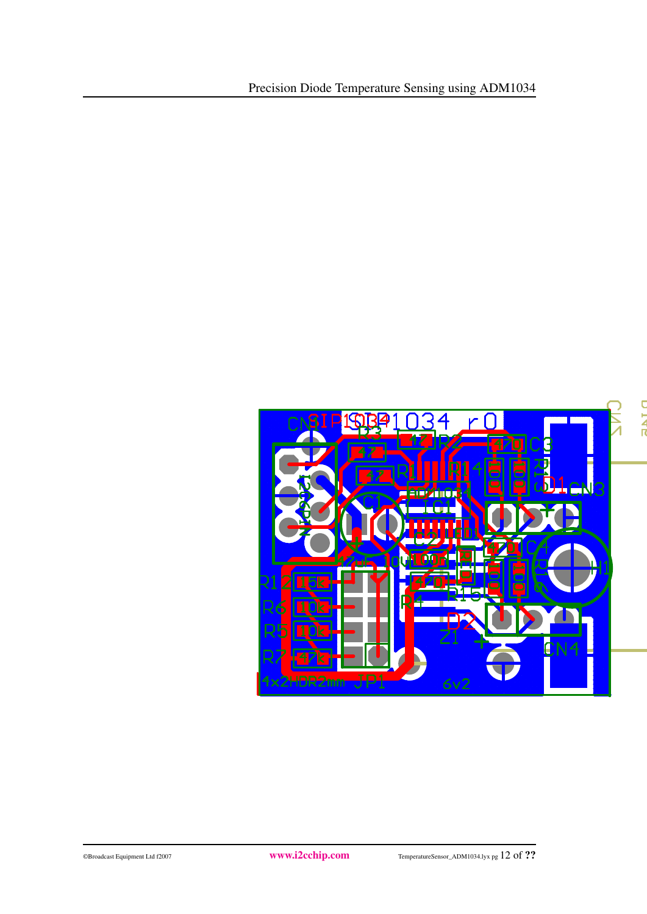SIP1034 r0

CN3

CN4

CN2

JP1

IC1

C1

C2

C3

C4

D1

D2

R1

R2

R3

R4

R5

R6

R7

R12

R14

R15

Z1

H1

4x2HDR2mm

6v2